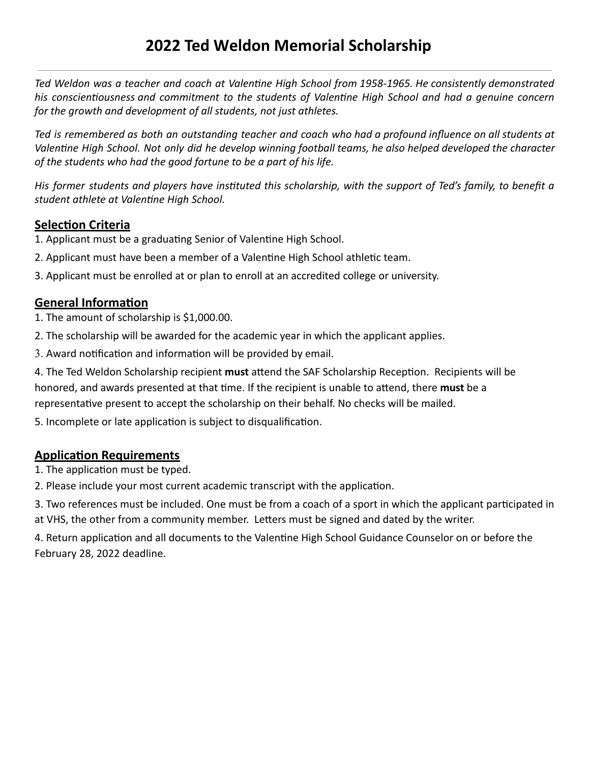# 2022 Ted Weldon Memorial Scholarship

*Ted Weldon was a teacher and coach at Valentine High School from 1958-1965. He consistently demonstrated his conscientiousness and commitment to the students of Valentine High School and had a genuine concern for the growth and development of all students, not just athletes.*

*Ted is remembered as both an outstanding teacher and coach who had a profound influence on all students at Valentine High School. Not only did he develop winning football teams, he also helped developed the character of the students who had the good fortune to be a part of his life.*

*His former students and players have instituted this scholarship, with the support of Ted's family, to benefit a student athlete at Valentine High School.*

## Selection Criteria

1. Applicant must be a graduating Senior of Valentine High School.
2. Applicant must have been a member of a Valentine High School athletic team.
3. Applicant must be enrolled at or plan to enroll at an accredited college or university.

## General Information

1. The amount of scholarship is $1,000.00.
2. The scholarship will be awarded for the academic year in which the applicant applies.
3. Award notification and information will be provided by email.
4. The Ted Weldon Scholarship recipient **must** attend the SAF Scholarship Reception. Recipients will be honored, and awards presented at that time. If the recipient is unable to attend, there **must** be a representative present to accept the scholarship on their behalf. No checks will be mailed.
5. Incomplete or late application is subject to disqualification.

## Application Requirements

1. The application must be typed.
2. Please include your most current academic transcript with the application.
3. Two references must be included. One must be from a coach of a sport in which the applicant participated in at VHS, the other from a community member. Letters must be signed and dated by the writer.
4. Return application and all documents to the Valentine High School Guidance Counselor on or before the February 28, 2022 deadline.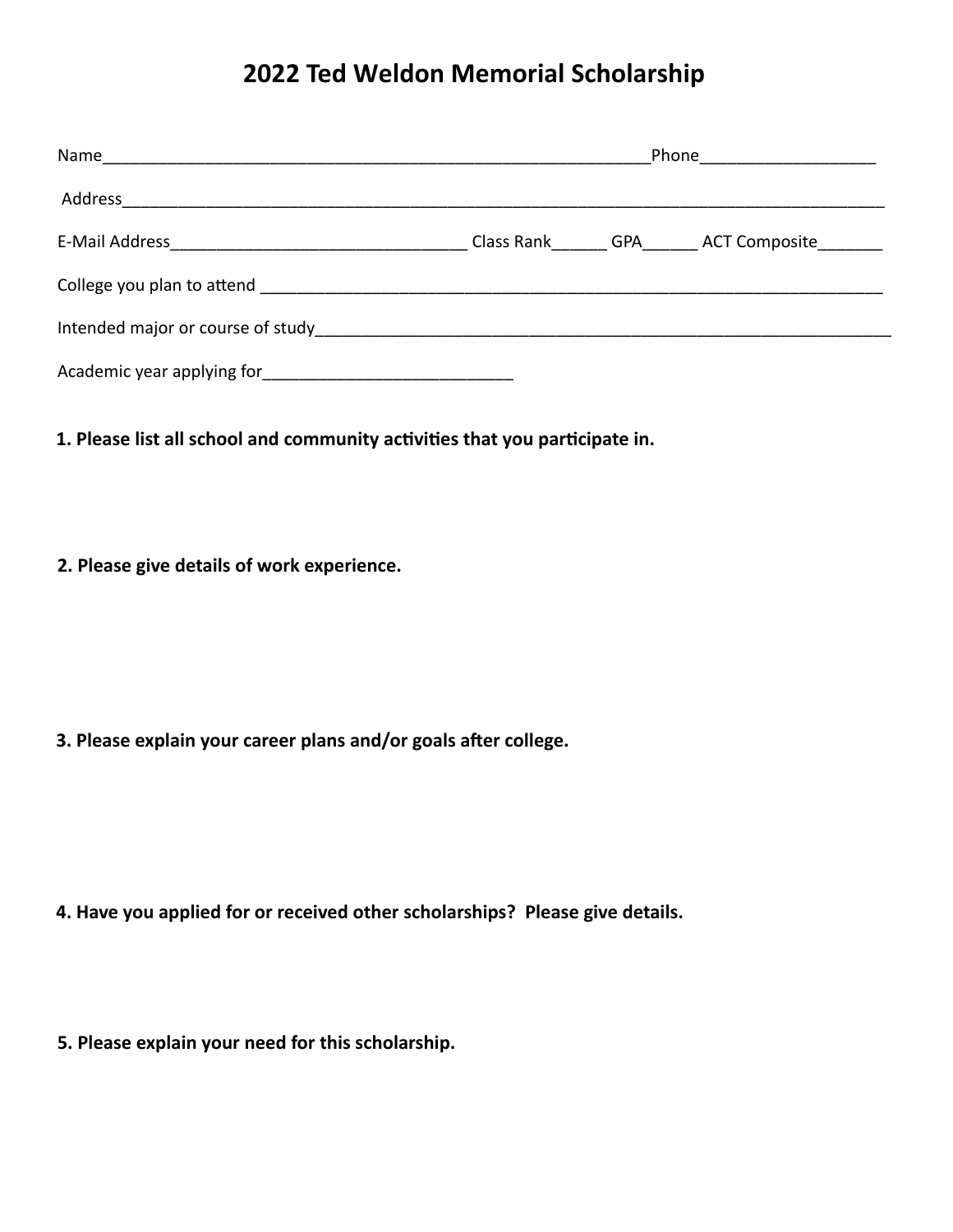# 2022 Ted Weldon Memorial Scholarship

Name_____________________________________________________________Phone___________________

Address_____________________________________________________________________________________

E-Mail Address_________________________________ Class Rank______ GPA______ ACT Composite_______

College you plan to attend ________________________________________________________________

Intended major or course of study_____________________________________________________________

Academic year applying for___________________________

**1. Please list all school and community activities that you participate in.**

**2. Please give details of work experience.**

**3. Please explain your career plans and/or goals after college.**

**4. Have you applied for or received other scholarships? Please give details.**

**5. Please explain your need for this scholarship.**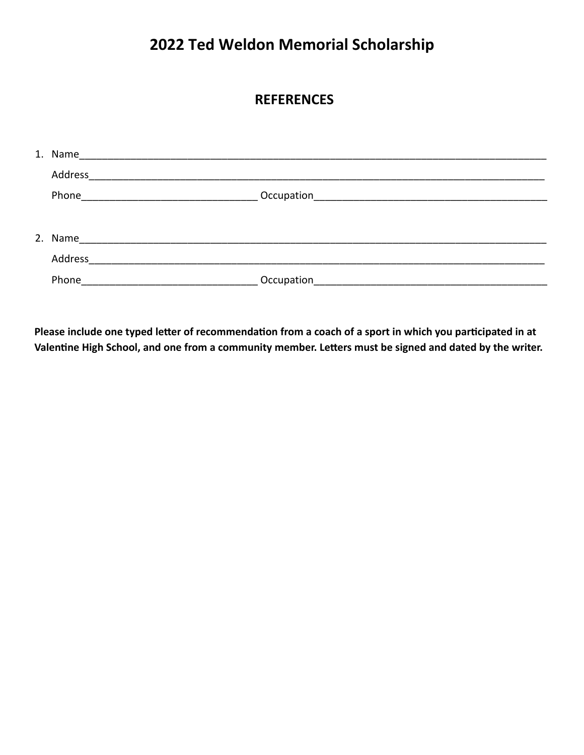# 2022 Ted Weldon Memorial Scholarship

## REFERENCES

1. Name_______________________________________________________________________________
   Address_____________________________________________________________________________
   Phone_______________________________ Occupation__________________________________________

2. Name_______________________________________________________________________________
   Address_____________________________________________________________________________
   Phone_______________________________ Occupation__________________________________________

**Please include one typed letter of recommendation from a coach of a sport in which you participated in at Valentine High School, and one from a community member. Letters must be signed and dated by the writer.**